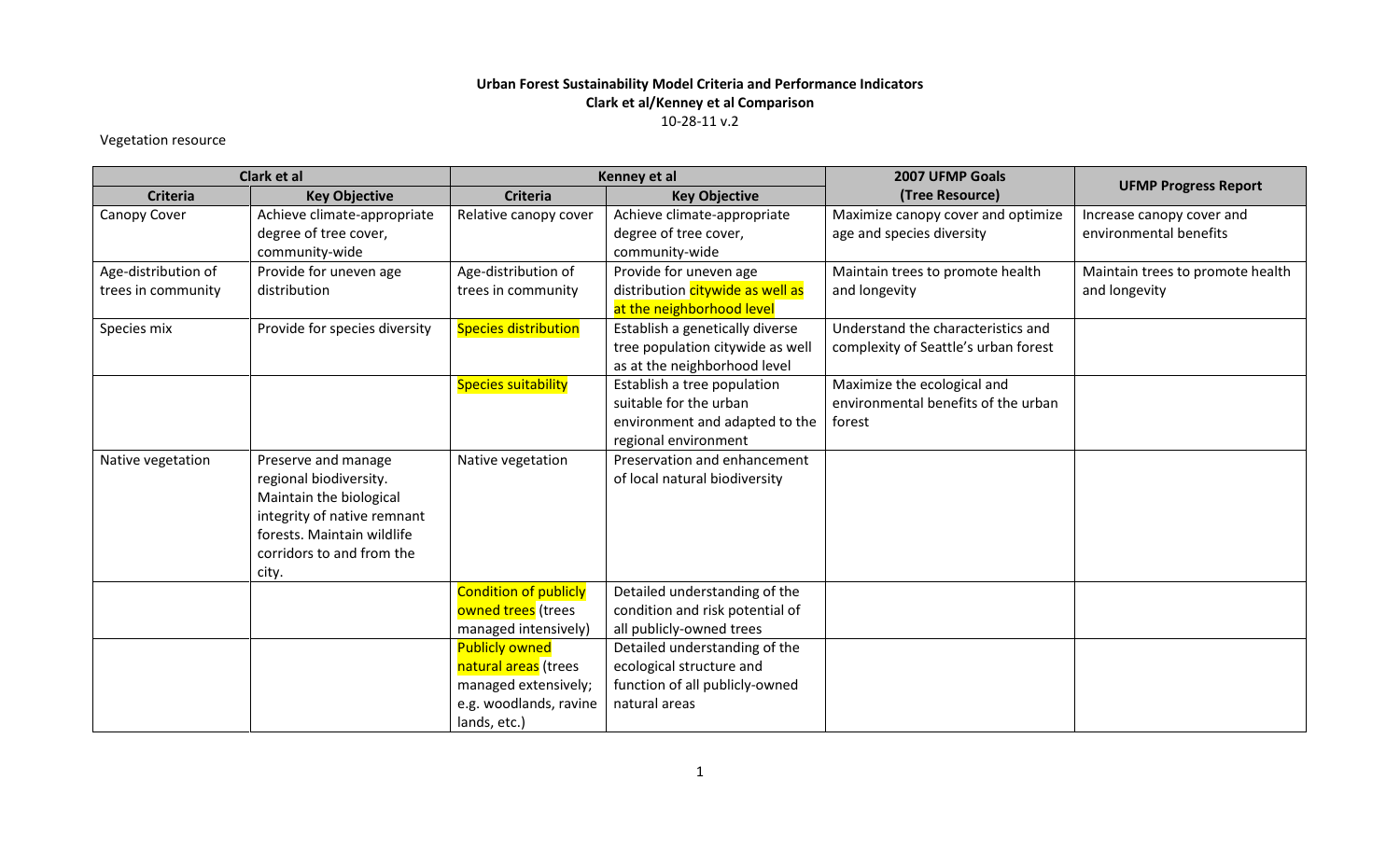**Urban Forest Sustainability Model Criteria and Performance Indicators**
**Clark et al/Kenney et al Comparison**
10-28-11 v.2

Vegetation resource

| Clark et al | | Kenney et al | | 2007 UFMP Goals (Tree Resource) | UFMP Progress Report |
|---|---|---|---|---|---|
| **Criteria** | **Key Objective** | **Criteria** | **Key Objective** | | |
| Canopy Cover | Achieve climate-appropriate degree of tree cover, community-wide | Relative canopy cover | Achieve climate-appropriate degree of tree cover, community-wide | Maximize canopy cover and optimize age and species diversity | Increase canopy cover and environmental benefits |
| Age-distribution of trees in community | Provide for uneven age distribution | Age-distribution of trees in community | Provide for uneven age distribution citywide as well as at the neighborhood level | Maintain trees to promote health and longevity | Maintain trees to promote health and longevity |
| Species mix | Provide for species diversity | Species distribution | Establish a genetically diverse tree population citywide as well as at the neighborhood level | Understand the characteristics and complexity of Seattle's urban forest | |
| | | Species suitability | Establish a tree population suitable for the urban environment and adapted to the regional environment | Maximize the ecological and environmental benefits of the urban forest | |
| Native vegetation | Preserve and manage regional biodiversity. Maintain the biological integrity of native remnant forests. Maintain wildlife corridors to and from the city. | Native vegetation | Preservation and enhancement of local natural biodiversity | | |
| | | Condition of publicly owned trees (trees managed intensively) | Detailed understanding of the condition and risk potential of all publicly-owned trees | | |
| | | Publicly owned natural areas (trees managed extensively; e.g. woodlands, ravine lands, etc.) | Detailed understanding of the ecological structure and function of all publicly-owned natural areas | | |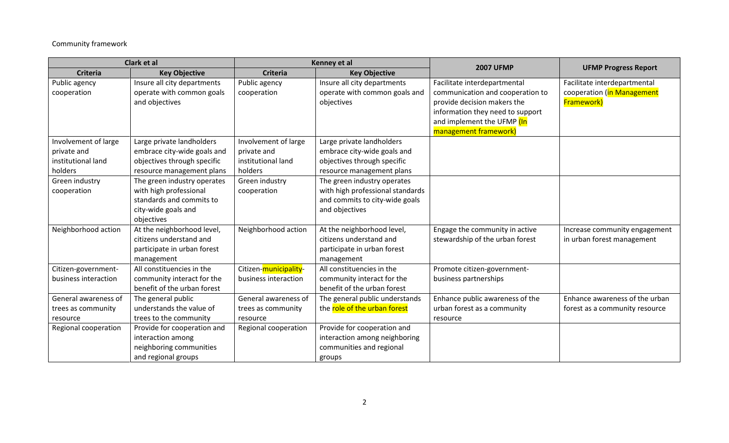Community framework

| Clark et al | | Kenney et al | | 2007 UFMP | UFMP Progress Report |
|---|---|---|---|---|---|
| **Criteria** | **Key Objective** | **Criteria** | **Key Objective** | | |
| Public agency cooperation | Insure all city departments operate with common goals and objectives | Public agency cooperation | Insure all city departments operate with common goals and objectives | Facilitate interdepartmental communication and cooperation to provide decision makers the information they need to support and implement the UFMP (In management framework) | Facilitate interdepartmental cooperation (in Management Framework) |
| Involvement of large private and institutional land holders | Large private landholders embrace city-wide goals and objectives through specific resource management plans | Involvement of large private and institutional land holders | Large private landholders embrace city-wide goals and objectives through specific resource management plans | | |
| Green industry cooperation | The green industry operates with high professional standards and commits to city-wide goals and objectives | Green industry cooperation | The green industry operates with high professional standards and commits to city-wide goals and objectives | | |
| Neighborhood action | At the neighborhood level, citizens understand and participate in urban forest management | Neighborhood action | At the neighborhood level, citizens understand and participate in urban forest management | Engage the community in active stewardship of the urban forest | Increase community engagement in urban forest management |
| Citizen-government-business interaction | All constituencies in the community interact for the benefit of the urban forest | Citizen-municipality-business interaction | All constituencies in the community interact for the benefit of the urban forest | Promote citizen-government-business partnerships | |
| General awareness of trees as community resource | The general public understands the value of trees to the community | General awareness of trees as community resource | The general public understands the role of the urban forest | Enhance public awareness of the urban forest as a community resource | Enhance awareness of the urban forest as a community resource |
| Regional cooperation | Provide for cooperation and interaction among neighboring communities and regional groups | Regional cooperation | Provide for cooperation and interaction among neighboring communities and regional groups | | |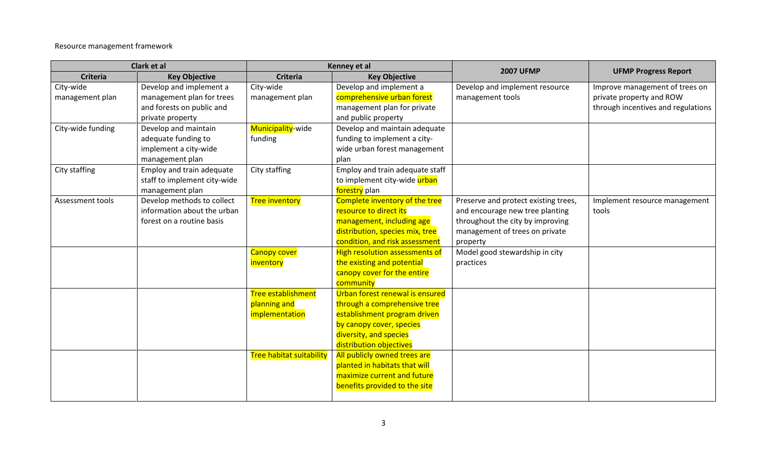Resource management framework

| Clark et al | | Kenney et al | | 2007 UFMP | UFMP Progress Report |
|---|---|---|---|---|---|
| **Criteria** | **Key Objective** | **Criteria** | **Key Objective** | | |
| City-wide management plan | Develop and implement a management plan for trees and forests on public and private property | City-wide management plan | Develop and implement a comprehensive urban forest management plan for private and public property | Develop and implement resource management tools | Improve management of trees on private property and ROW through incentives and regulations |
| City-wide funding | Develop and maintain adequate funding to implement a city-wide management plan | Municipality-wide funding | Develop and maintain adequate funding to implement a city-wide urban forest management plan | | |
| City staffing | Employ and train adequate staff to implement city-wide management plan | City staffing | Employ and train adequate staff to implement city-wide urban forestry plan | | |
| Assessment tools | Develop methods to collect information about the urban forest on a routine basis | Tree inventory | Complete inventory of the tree resource to direct its management, including age distribution, species mix, tree condition, and risk assessment | Preserve and protect existing trees, and encourage new tree planting throughout the city by improving management of trees on private property | Implement resource management tools |
| | | Canopy cover inventory | High resolution assessments of the existing and potential canopy cover for the entire community | Model good stewardship in city practices | |
| | | Tree establishment planning and implementation | Urban forest renewal is ensured through a comprehensive tree establishment program driven by canopy cover, species diversity, and species distribution objectives | | |
| | | Tree habitat suitability | All publicly owned trees are planted in habitats that will maximize current and future benefits provided to the site | | |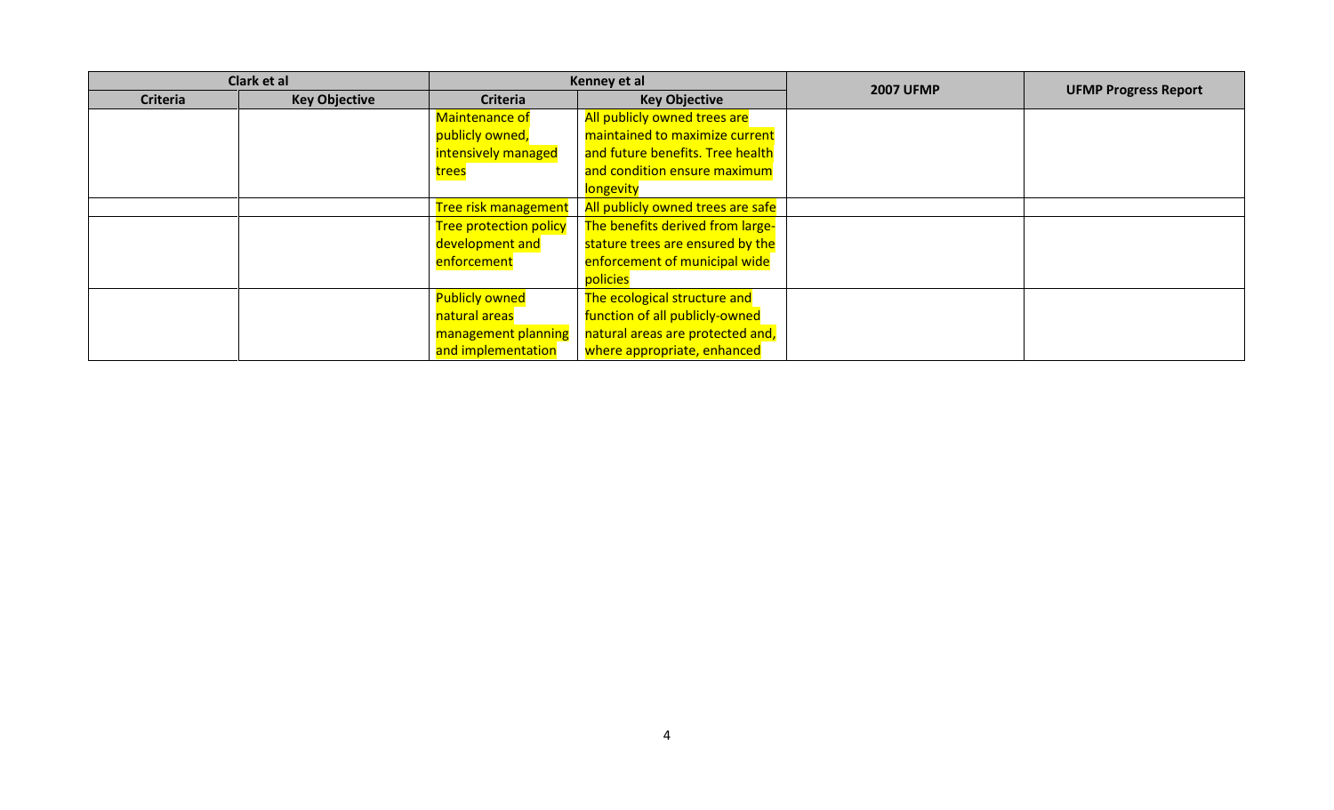| Clark et al | | Kenney et al | | 2007 UFMP | UFMP Progress Report |
|---|---|---|---|---|---|
| Criteria | Key Objective | Criteria | Key Objective | | |
| | | Maintenance of publicly owned, intensively managed trees | All publicly owned trees are maintained to maximize current and future benefits. Tree health and condition ensure maximum longevity | | |
| | | Tree risk management | All publicly owned trees are safe | | |
| | | Tree protection policy development and enforcement | The benefits derived from large-stature trees are ensured by the enforcement of municipal wide policies | | |
| | | Publicly owned natural areas management planning and implementation | The ecological structure and function of all publicly-owned natural areas are protected and, where appropriate, enhanced | | |